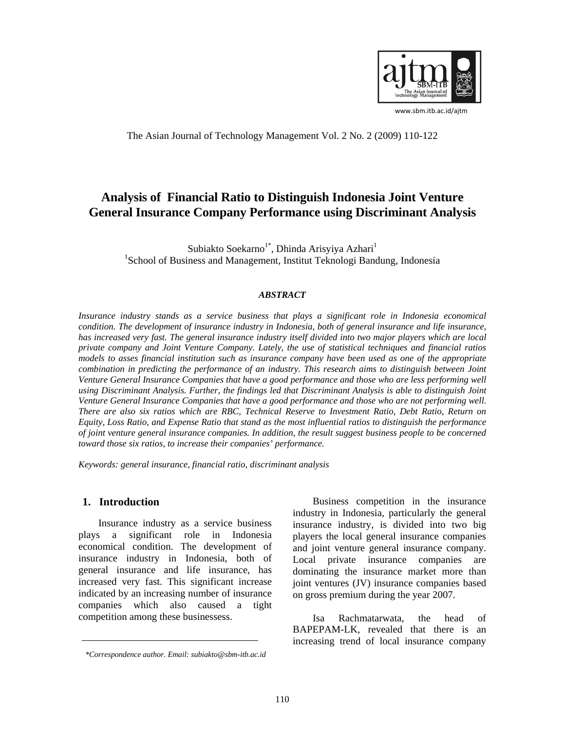# Analysis of Financial Ratio to Distinguish Indonesia Joint Venture General Insurance Company Performance using Discriminant Analysis

Subiakto Soekarno[1*], Dhinda Arisyiya Azhari[1]

[1]School of Business and Management, Institut Teknologi Bandung, Indonesia

***ABSTRACT***

*Insurance industry stands as a service business that plays a significant role in Indonesia economical condition. The development of insurance industry in Indonesia, both of general insurance and life insurance, has increased very fast. The general insurance industry itself divided into two major players which are local private company and Joint Venture Company. Lately, the use of statistical techniques and financial ratios models to asses financial institution such as insurance company have been used as one of the appropriate combination in predicting the performance of an industry. This research aims to distinguish between Joint Venture General Insurance Companies that have a good performance and those who are less performing well using Discriminant Analysis. Further, the findings led that Discriminant Analysis is able to distinguish Joint Venture General Insurance Companies that have a good performance and those who are not performing well. There are also six ratios which are RBC, Technical Reserve to Investment Ratio, Debt Ratio, Return on Equity, Loss Ratio, and Expense Ratio that stand as the most influential ratios to distinguish the performance of joint venture general insurance companies. In addition, the result suggest business people to be concerned toward those six ratios, to increase their companies' performance.*

*Keywords: general insurance, financial ratio, discriminant analysis*

## 1. Introduction

Insurance industry as a service business plays a significant role in Indonesia economical condition. The development of insurance industry in Indonesia, both of general insurance and life insurance, has increased very fast. This significant increase indicated by an increasing number of insurance companies which also caused a tight competition among these businessess.

Business competition in the insurance industry in Indonesia, particularly the general insurance industry, is divided into two big players the local general insurance companies and joint venture general insurance company. Local private insurance companies are dominating the insurance market more than joint ventures (JV) insurance companies based on gross premium during the year 2007.

Isa Rachmatarwata, the head of BAPEPAM-LK, revealed that there is an increasing trend of local insurance company

*\*Correspondence author. Email: subiakto@sbm-itb.ac.id*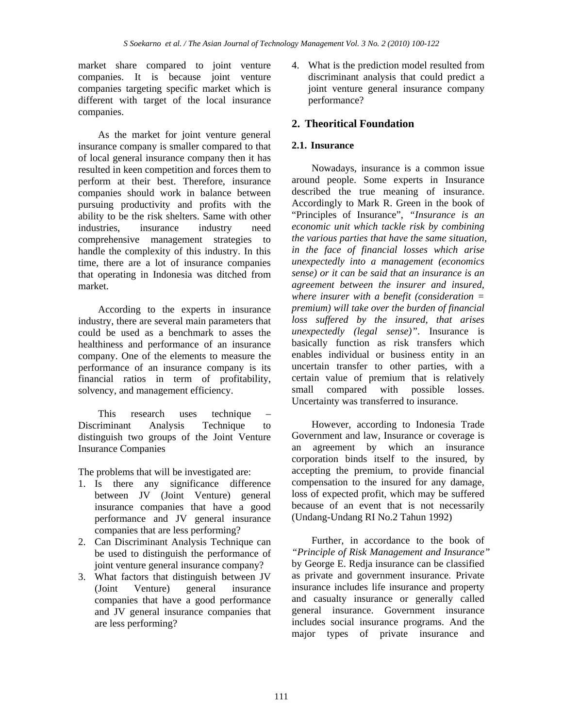market share compared to joint venture companies. It is because joint venture companies targeting specific market which is different with target of the local insurance companies.

As the market for joint venture general insurance company is smaller compared to that of local general insurance company then it has resulted in keen competition and forces them to perform at their best. Therefore, insurance companies should work in balance between pursuing productivity and profits with the ability to be the risk shelters. Same with other industries, insurance industry need comprehensive management strategies to handle the complexity of this industry. In this time, there are a lot of insurance companies that operating in Indonesia was ditched from market.

According to the experts in insurance industry, there are several main parameters that could be used as a benchmark to asses the healthiness and performance of an insurance company. One of the elements to measure the performance of an insurance company is its financial ratios in term of profitability, solvency, and management efficiency.

This research uses technique – Discriminant Analysis Technique to distinguish two groups of the Joint Venture Insurance Companies

The problems that will be investigated are:

1. Is there any significance difference between JV (Joint Venture) general insurance companies that have a good performance and JV general insurance companies that are less performing?
2. Can Discriminant Analysis Technique can be used to distinguish the performance of joint venture general insurance company?
3. What factors that distinguish between JV (Joint Venture) general insurance companies that have a good performance and JV general insurance companies that are less performing?
4. What is the prediction model resulted from discriminant analysis that could predict a joint venture general insurance company performance?

## 2. Theoritical Foundation

### 2.1. Insurance

Nowadays, insurance is a common issue around people. Some experts in Insurance described the true meaning of insurance. Accordingly to Mark R. Green in the book of "Principles of Insurance", *"Insurance is an economic unit which tackle risk by combining the various parties that have the same situation, in the face of financial losses which arise unexpectedly into a management (economics sense) or it can be said that an insurance is an agreement between the insurer and insured, where insurer with a benefit (consideration = premium) will take over the burden of financial loss suffered by the insured, that arises unexpectedly (legal sense)"*. Insurance is basically function as risk transfers which enables individual or business entity in an uncertain transfer to other parties, with a certain value of premium that is relatively small compared with possible losses. Uncertainty was transferred to insurance.

However, according to Indonesia Trade Government and law, Insurance or coverage is an agreement by which an insurance corporation binds itself to the insured, by accepting the premium, to provide financial compensation to the insured for any damage, loss of expected profit, which may be suffered because of an event that is not necessarily (Undang-Undang RI No.2 Tahun 1992)

Further, in accordance to the book of *"Principle of Risk Management and Insurance"* by George E. Redja insurance can be classified as private and government insurance. Private insurance includes life insurance and property and casualty insurance or generally called general insurance. Government insurance includes social insurance programs. And the major types of private insurance and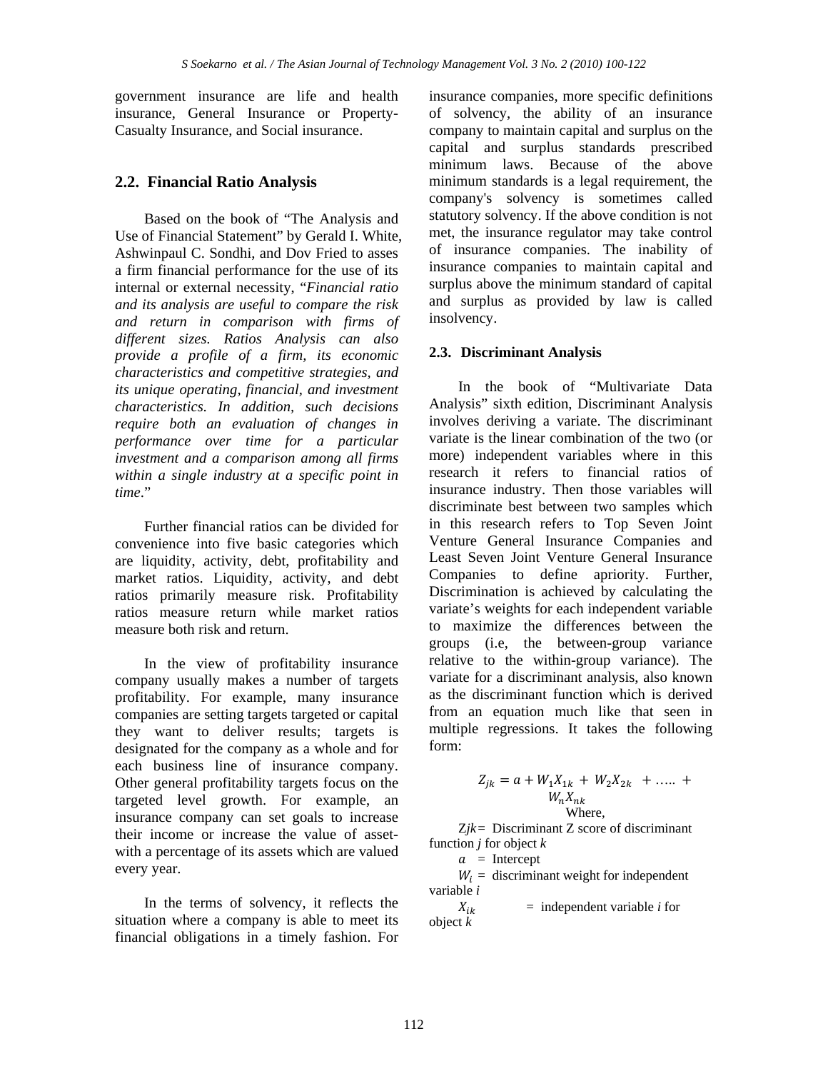government insurance are life and health insurance, General Insurance or Property-Casualty Insurance, and Social insurance.

## 2.2. Financial Ratio Analysis

Based on the book of "The Analysis and Use of Financial Statement" by Gerald I. White, Ashwinpaul C. Sondhi, and Dov Fried to asses a firm financial performance for the use of its internal or external necessity, "*Financial ratio and its analysis are useful to compare the risk and return in comparison with firms of different sizes. Ratios Analysis can also provide a profile of a firm, its economic characteristics and competitive strategies, and its unique operating, financial, and investment characteristics. In addition, such decisions require both an evaluation of changes in performance over time for a particular investment and a comparison among all firms within a single industry at a specific point in time*."

Further financial ratios can be divided for convenience into five basic categories which are liquidity, activity, debt, profitability and market ratios. Liquidity, activity, and debt ratios primarily measure risk. Profitability ratios measure return while market ratios measure both risk and return.

In the view of profitability insurance company usually makes a number of targets profitability. For example, many insurance companies are setting targets targeted or capital they want to deliver results; targets is designated for the company as a whole and for each business line of insurance company. Other general profitability targets focus on the targeted level growth. For example, an insurance company can set goals to increase their income or increase the value of asset-with a percentage of its assets which are valued every year.

In the terms of solvency, it reflects the situation where a company is able to meet its financial obligations in a timely fashion. For insurance companies, more specific definitions of solvency, the ability of an insurance company to maintain capital and surplus on the capital and surplus standards prescribed minimum laws. Because of the above minimum standards is a legal requirement, the company's solvency is sometimes called statutory solvency. If the above condition is not met, the insurance regulator may take control of insurance companies. The inability of insurance companies to maintain capital and surplus above the minimum standard of capital and surplus as provided by law is called insolvency.

### 2.3. Discriminant Analysis

In the book of "Multivariate Data Analysis" sixth edition, Discriminant Analysis involves deriving a variate. The discriminant variate is the linear combination of the two (or more) independent variables where in this research it refers to financial ratios of insurance industry. Then those variables will discriminate best between two samples which in this research refers to Top Seven Joint Venture General Insurance Companies and Least Seven Joint Venture General Insurance Companies to define apriority. Further, Discrimination is achieved by calculating the variate's weights for each independent variable to maximize the differences between the groups (i.e, the between-group variance relative to the within-group variance). The variate for a discriminant analysis, also known as the discriminant function which is derived from an equation much like that seen in multiple regressions. It takes the following form:

$$Z_{jk} = a + W_1X_{1k} + W_2X_{2k} + \ldots + W_nX_{nk}$$

Where,

$Z_{jk}$ = Discriminant Z score of discriminant function *j* for object *k*

$a$ = Intercept

$W_i$ = discriminant weight for independent variable *i*

$X_{ik}$ = independent variable *i* for object *k*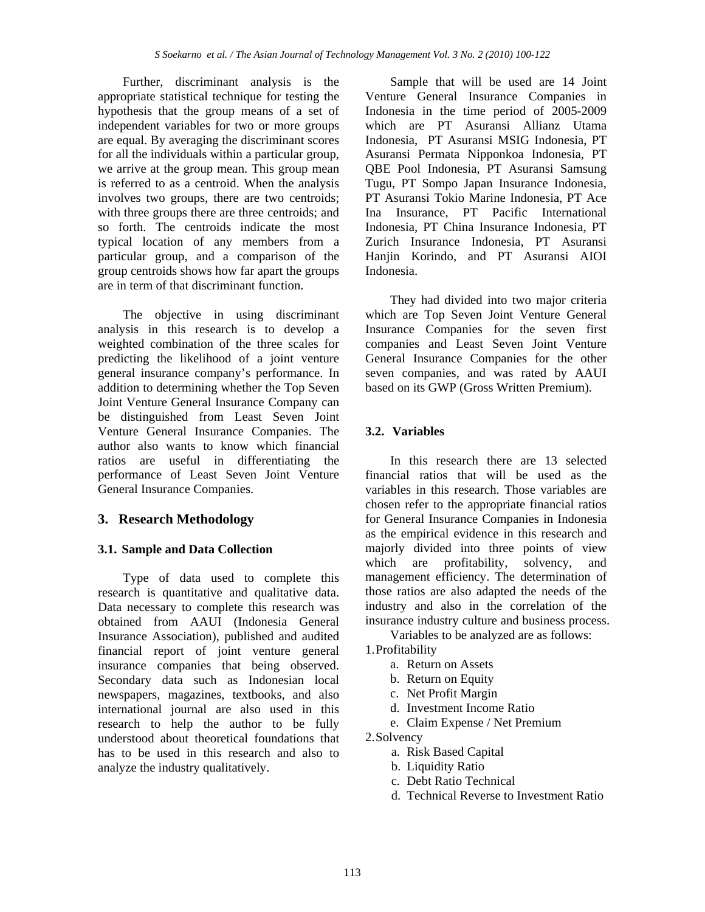Further, discriminant analysis is the appropriate statistical technique for testing the hypothesis that the group means of a set of independent variables for two or more groups are equal. By averaging the discriminant scores for all the individuals within a particular group, we arrive at the group mean. This group mean is referred to as a centroid. When the analysis involves two groups, there are two centroids; with three groups there are three centroids; and so forth. The centroids indicate the most typical location of any members from a particular group, and a comparison of the group centroids shows how far apart the groups are in term of that discriminant function.

The objective in using discriminant analysis in this research is to develop a weighted combination of the three scales for predicting the likelihood of a joint venture general insurance company's performance. In addition to determining whether the Top Seven Joint Venture General Insurance Company can be distinguished from Least Seven Joint Venture General Insurance Companies. The author also wants to know which financial ratios are useful in differentiating the performance of Least Seven Joint Venture General Insurance Companies.

## 3. Research Methodology

### 3.1. Sample and Data Collection

Type of data used to complete this research is quantitative and qualitative data. Data necessary to complete this research was obtained from AAUI (Indonesia General Insurance Association), published and audited financial report of joint venture general insurance companies that being observed. Secondary data such as Indonesian local newspapers, magazines, textbooks, and also international journal are also used in this research to help the author to be fully understood about theoretical foundations that has to be used in this research and also to analyze the industry qualitatively.

Sample that will be used are 14 Joint Venture General Insurance Companies in Indonesia in the time period of 2005-2009 which are PT Asuransi Allianz Utama Indonesia, PT Asuransi MSIG Indonesia, PT Asuransi Permata Nipponkoa Indonesia, PT QBE Pool Indonesia, PT Asuransi Samsung Tugu, PT Sompo Japan Insurance Indonesia, PT Asuransi Tokio Marine Indonesia, PT Ace Ina Insurance, PT Pacific International Indonesia, PT China Insurance Indonesia, PT Zurich Insurance Indonesia, PT Asuransi Hanjin Korindo, and PT Asuransi AIOI Indonesia.

They had divided into two major criteria which are Top Seven Joint Venture General Insurance Companies for the seven first companies and Least Seven Joint Venture General Insurance Companies for the other seven companies, and was rated by AAUI based on its GWP (Gross Written Premium).

### 3.2. Variables

In this research there are 13 selected financial ratios that will be used as the variables in this research. Those variables are chosen refer to the appropriate financial ratios for General Insurance Companies in Indonesia as the empirical evidence in this research and majorly divided into three points of view which are profitability, solvency, and management efficiency. The determination of those ratios are also adapted the needs of the industry and also in the correlation of the insurance industry culture and business process.

Variables to be analyzed are as follows:

1. Profitability
   a. Return on Assets
   b. Return on Equity
   c. Net Profit Margin
   d. Investment Income Ratio
   e. Claim Expense / Net Premium
2. Solvency
   a. Risk Based Capital
   b. Liquidity Ratio
   c. Debt Ratio Technical
   d. Technical Reverse to Investment Ratio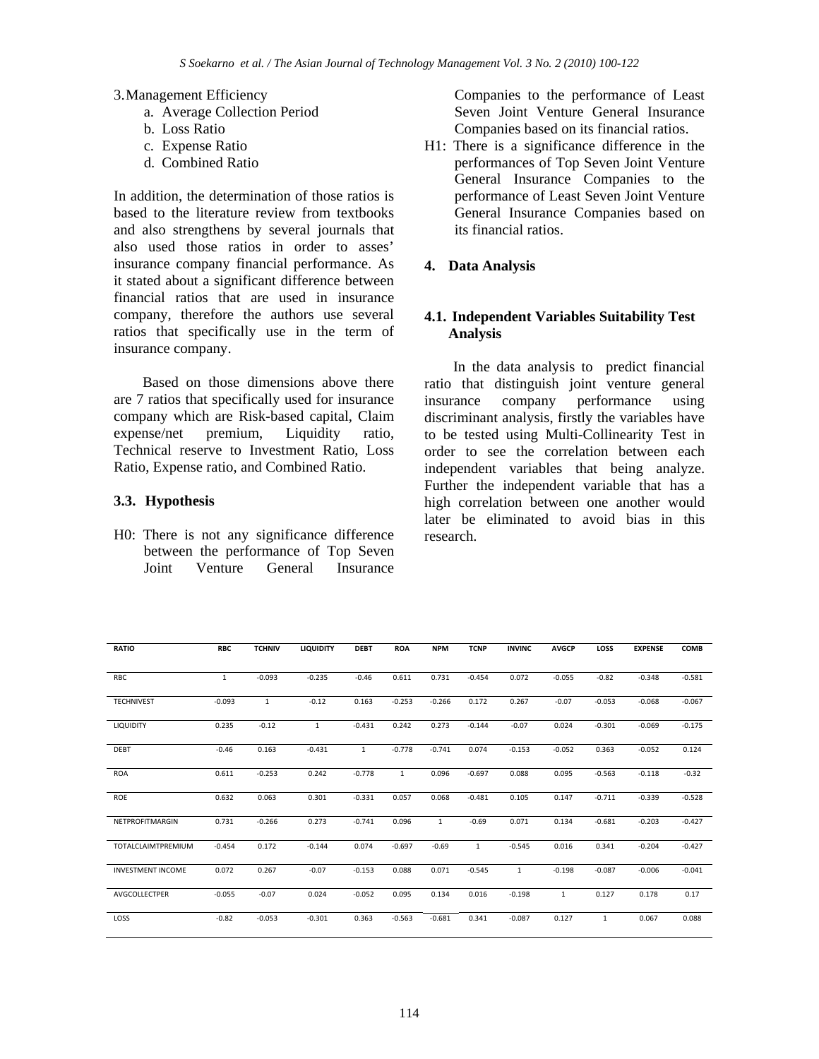3. Management Efficiency
    a. Average Collection Period
    b. Loss Ratio
    c. Expense Ratio
    d. Combined Ratio

In addition, the determination of those ratios is based to the literature review from textbooks and also strengthens by several journals that also used those ratios in order to asses' insurance company financial performance. As it stated about a significant difference between financial ratios that are used in insurance company, therefore the authors use several ratios that specifically use in the term of insurance company.

Based on those dimensions above there are 7 ratios that specifically used for insurance company which are Risk-based capital, Claim expense/net premium, Liquidity ratio, Technical reserve to Investment Ratio, Loss Ratio, Expense ratio, and Combined Ratio.

### 3.3. Hypothesis

H0: There is not any significance difference between the performance of Top Seven Joint Venture General Insurance Companies to the performance of Least Seven Joint Venture General Insurance Companies based on its financial ratios.

H1: There is a significance difference in the performances of Top Seven Joint Venture General Insurance Companies to the performance of Least Seven Joint Venture General Insurance Companies based on its financial ratios.

## 4. Data Analysis

### 4.1. Independent Variables Suitability Test Analysis

In the data analysis to predict financial ratio that distinguish joint venture general insurance company performance using discriminant analysis, firstly the variables have to be tested using Multi-Collinearity Test in order to see the correlation between each independent variables that being analyze. Further the independent variable that has a high correlation between one another would later be eliminated to avoid bias in this research.

| RATIO | RBC | TCHNIV | LIQUIDITY | DEBT | ROA | NPM | TCNP | INVINC | AVGCP | LOSS | EXPENSE | COMB |
|---|---|---|---|---|---|---|---|---|---|---|---|---|
| RBC | 1 | -0.093 | -0.235 | -0.46 | 0.611 | 0.731 | -0.454 | 0.072 | -0.055 | -0.82 | -0.348 | -0.581 |
| TECHNIVEST | -0.093 | 1 | -0.12 | 0.163 | -0.253 | -0.266 | 0.172 | 0.267 | -0.07 | -0.053 | -0.068 | -0.067 |
| LIQUIDITY | 0.235 | -0.12 | 1 | -0.431 | 0.242 | 0.273 | -0.144 | -0.07 | 0.024 | -0.301 | -0.069 | -0.175 |
| DEBT | -0.46 | 0.163 | -0.431 | 1 | -0.778 | -0.741 | 0.074 | -0.153 | -0.052 | 0.363 | -0.052 | 0.124 |
| ROA | 0.611 | -0.253 | 0.242 | -0.778 | 1 | 0.096 | -0.697 | 0.088 | 0.095 | -0.563 | -0.118 | -0.32 |
| ROE | 0.632 | 0.063 | 0.301 | -0.331 | 0.057 | 0.068 | -0.481 | 0.105 | 0.147 | -0.711 | -0.339 | -0.528 |
| NETPROFITMARGIN | 0.731 | -0.266 | 0.273 | -0.741 | 0.096 | 1 | -0.69 | 0.071 | 0.134 | -0.681 | -0.203 | -0.427 |
| TOTALCLAIMTPREMIUM | -0.454 | 0.172 | -0.144 | 0.074 | -0.697 | -0.69 | 1 | -0.545 | 0.016 | 0.341 | -0.204 | -0.427 |
| INVESTMENT INCOME | 0.072 | 0.267 | -0.07 | -0.153 | 0.088 | 0.071 | -0.545 | 1 | -0.198 | -0.087 | -0.006 | -0.041 |
| AVGCOLLECTPER | -0.055 | -0.07 | 0.024 | -0.052 | 0.095 | 0.134 | 0.016 | -0.198 | 1 | 0.127 | 0.178 | 0.17 |
| LOSS | -0.82 | -0.053 | -0.301 | 0.363 | -0.563 | -0.681 | 0.341 | -0.087 | 0.127 | 1 | 0.067 | 0.088 |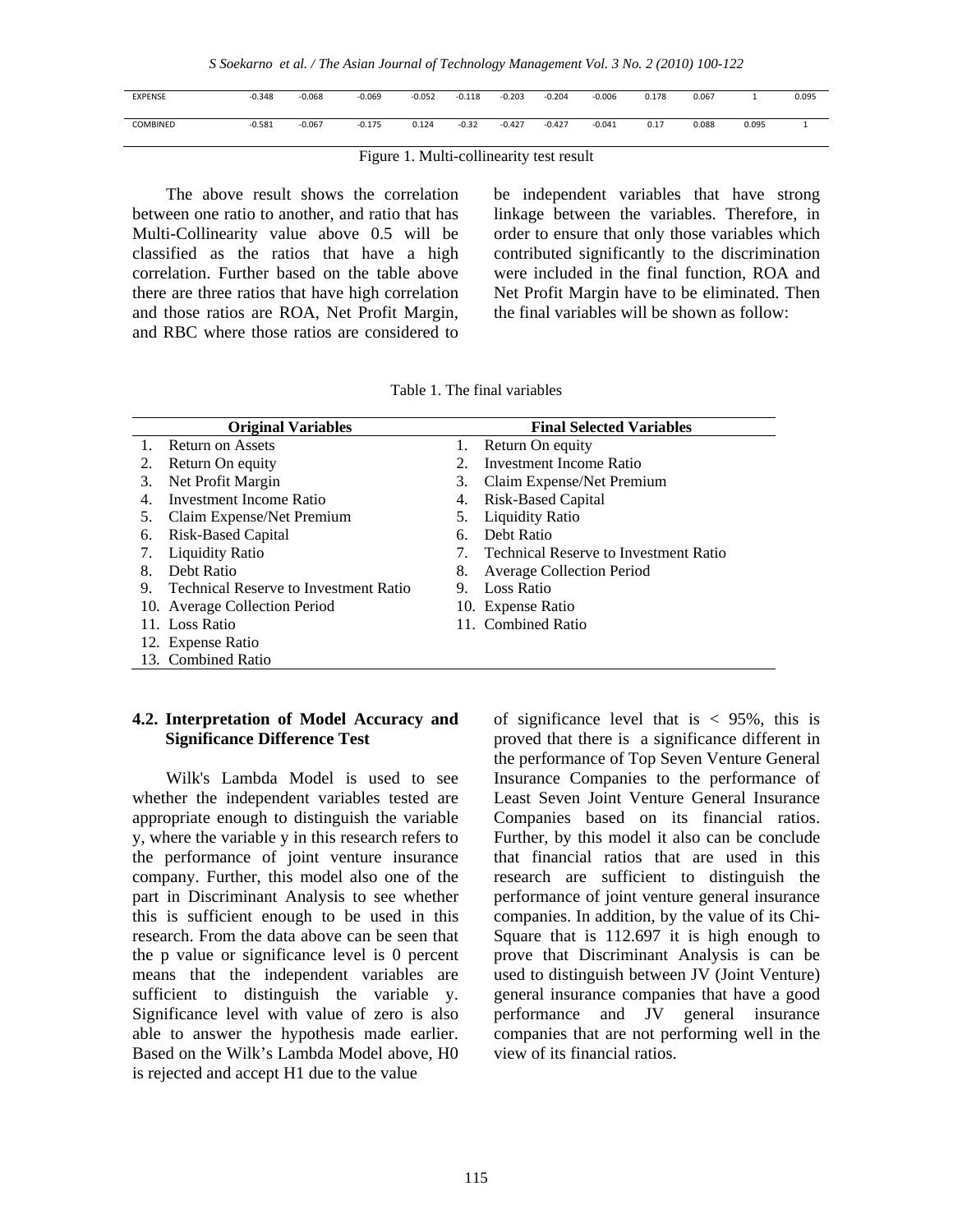| EXPENSE | -0.348 | -0.068 | -0.069 | -0.052 | -0.118 | -0.203 | -0.204 | -0.006 | 0.178 | 0.067 | 1 | 0.095 |
|---|---|---|---|---|---|---|---|---|---|---|---|---|
| COMBINED | -0.581 | -0.067 | -0.175 | 0.124 | -0.32 | -0.427 | -0.427 | -0.041 | 0.17 | 0.088 | 0.095 | 1 |

Figure 1. Multi-collinearity test result

The above result shows the correlation between one ratio to another, and ratio that has Multi-Collinearity value above 0.5 will be classified as the ratios that have a high correlation. Further based on the table above there are three ratios that have high correlation and those ratios are ROA, Net Profit Margin, and RBC where those ratios are considered to be independent variables that have strong linkage between the variables. Therefore, in order to ensure that only those variables which contributed significantly to the discrimination were included in the final function, ROA and Net Profit Margin have to be eliminated. Then the final variables will be shown as follow:

Table 1. The final variables

| Original Variables | Final Selected Variables |
|---|---|
| 1. Return on Assets | 1. Return On equity |
| 2. Return On equity | 2. Investment Income Ratio |
| 3. Net Profit Margin | 3. Claim Expense/Net Premium |
| 4. Investment Income Ratio | 4. Risk-Based Capital |
| 5. Claim Expense/Net Premium | 5. Liquidity Ratio |
| 6. Risk-Based Capital | 6. Debt Ratio |
| 7. Liquidity Ratio | 7. Technical Reserve to Investment Ratio |
| 8. Debt Ratio | 8. Average Collection Period |
| 9. Technical Reserve to Investment Ratio | 9. Loss Ratio |
| 10. Average Collection Period | 10. Expense Ratio |
| 11. Loss Ratio | 11. Combined Ratio |
| 12. Expense Ratio | |
| 13. Combined Ratio | |

### 4.2. Interpretation of Model Accuracy and Significance Difference Test

Wilk's Lambda Model is used to see whether the independent variables tested are appropriate enough to distinguish the variable y, where the variable y in this research refers to the performance of joint venture insurance company. Further, this model also one of the part in Discriminant Analysis to see whether this is sufficient enough to be used in this research. From the data above can be seen that the p value or significance level is 0 percent means that the independent variables are sufficient to distinguish the variable y. Significance level with value of zero is also able to answer the hypothesis made earlier. Based on the Wilk's Lambda Model above, H0 is rejected and accept H1 due to the value of significance level that is < 95%, this is proved that there is a significance different in the performance of Top Seven Venture General Insurance Companies to the performance of Least Seven Joint Venture General Insurance Companies based on its financial ratios. Further, by this model it also can be conclude that financial ratios that are used in this research are sufficient to distinguish the performance of joint venture general insurance companies. In addition, by the value of its Chi-Square that is 112.697 it is high enough to prove that Discriminant Analysis is can be used to distinguish between JV (Joint Venture) general insurance companies that have a good performance and JV general insurance companies that are not performing well in the view of its financial ratios.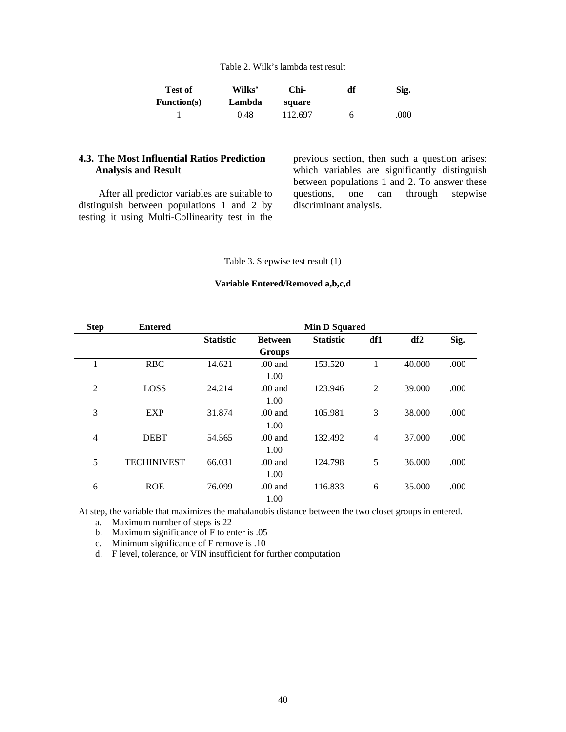Table 2. Wilk's lambda test result

| Test of Function(s) | Wilks' Lambda | Chi-square | df | Sig. |
|---|---|---|---|---|
| 1 | 0.48 | 112.697 | 6 | .000 |

### 4.3. The Most Influential Ratios Prediction Analysis and Result

After all predictor variables are suitable to distinguish between populations 1 and 2 by testing it using Multi-Collinearity test in the previous section, then such a question arises: which variables are significantly distinguish between populations 1 and 2. To answer these questions, one can through stepwise discriminant analysis.

Table 3. Stepwise test result (1)

**Variable Entered/Removed a,b,c,d**

| Step | Entered | Min D Squared | | | | | |
|---|---|---|---|---|---|---|---|
| | | Statistic | Between Groups | Statistic | df1 | df2 | Sig. |
| 1 | RBC | 14.621 | .00 and 1.00 | 153.520 | 1 | 40.000 | .000 |
| 2 | LOSS | 24.214 | .00 and 1.00 | 123.946 | 2 | 39.000 | .000 |
| 3 | EXP | 31.874 | .00 and 1.00 | 105.981 | 3 | 38.000 | .000 |
| 4 | DEBT | 54.565 | .00 and 1.00 | 132.492 | 4 | 37.000 | .000 |
| 5 | TECHINIVEST | 66.031 | .00 and 1.00 | 124.798 | 5 | 36.000 | .000 |
| 6 | ROE | 76.099 | .00 and 1.00 | 116.833 | 6 | 35.000 | .000 |

At step, the variable that maximizes the mahalanobis distance between the two closet groups in entered.

a. Maximum number of steps is 22
b. Maximum significance of F to enter is .05
c. Minimum significance of F remove is .10
d. F level, tolerance, or VIN insufficient for further computation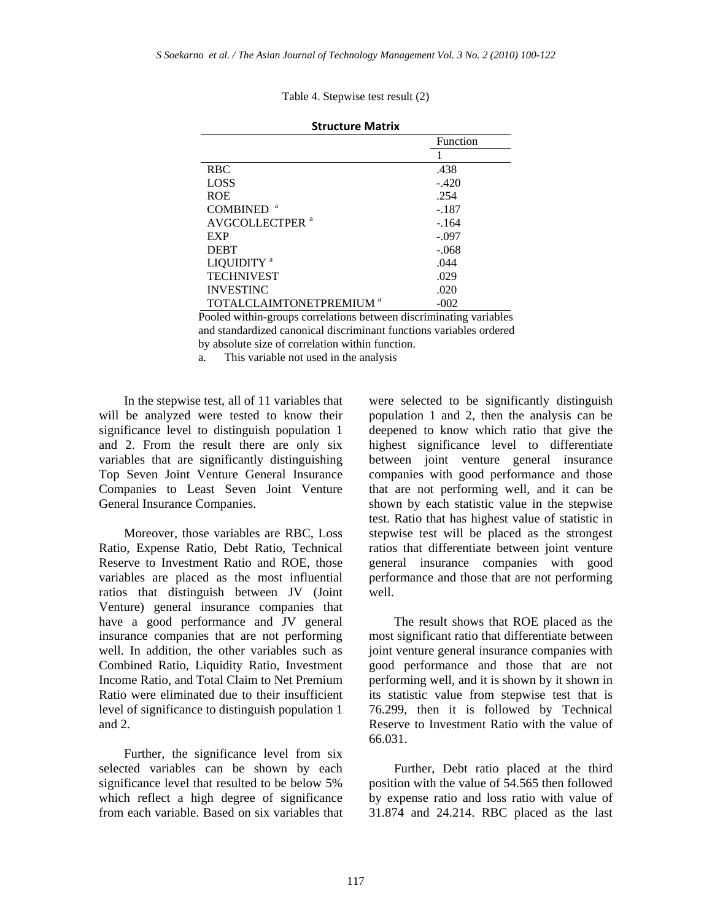Table 4. Stepwise test result (2)

**Structure Matrix**

| | Function |
|---|---|
| | 1 |
| RBC | .438 |
| LOSS | -.420 |
| ROE | .254 |
| COMBINED [a] | -.187 |
| AVGCOLLECTPER [a] | -.164 |
| EXP | -.097 |
| DEBT | -.068 |
| LIQUIDITY [a] | .044 |
| TECHNIVEST | .029 |
| INVESTINC | .020 |
| TOTALCLAIMTONETPREMIUM [a] | -002 |

Pooled within-groups correlations between discriminating variables and standardized canonical discriminant functions variables ordered by absolute size of correlation within function.

a. This variable not used in the analysis

In the stepwise test, all of 11 variables that will be analyzed were tested to know their significance level to distinguish population 1 and 2. From the result there are only six variables that are significantly distinguishing Top Seven Joint Venture General Insurance Companies to Least Seven Joint Venture General Insurance Companies.

Moreover, those variables are RBC, Loss Ratio, Expense Ratio, Debt Ratio, Technical Reserve to Investment Ratio and ROE, those variables are placed as the most influential ratios that distinguish between JV (Joint Venture) general insurance companies that have a good performance and JV general insurance companies that are not performing well. In addition, the other variables such as Combined Ratio, Liquidity Ratio, Investment Income Ratio, and Total Claim to Net Premium Ratio were eliminated due to their insufficient level of significance to distinguish population 1 and 2.

Further, the significance level from six selected variables can be shown by each significance level that resulted to be below 5% which reflect a high degree of significance from each variable. Based on six variables that were selected to be significantly distinguish population 1 and 2, then the analysis can be deepened to know which ratio that give the highest significance level to differentiate between joint venture general insurance companies with good performance and those that are not performing well, and it can be shown by each statistic value in the stepwise test. Ratio that has highest value of statistic in stepwise test will be placed as the strongest ratios that differentiate between joint venture general insurance companies with good performance and those that are not performing well.

The result shows that ROE placed as the most significant ratio that differentiate between joint venture general insurance companies with good performance and those that are not performing well, and it is shown by it shown in its statistic value from stepwise test that is 76.299, then it is followed by Technical Reserve to Investment Ratio with the value of 66.031.

Further, Debt ratio placed at the third position with the value of 54.565 then followed by expense ratio and loss ratio with value of 31.874 and 24.214. RBC placed as the last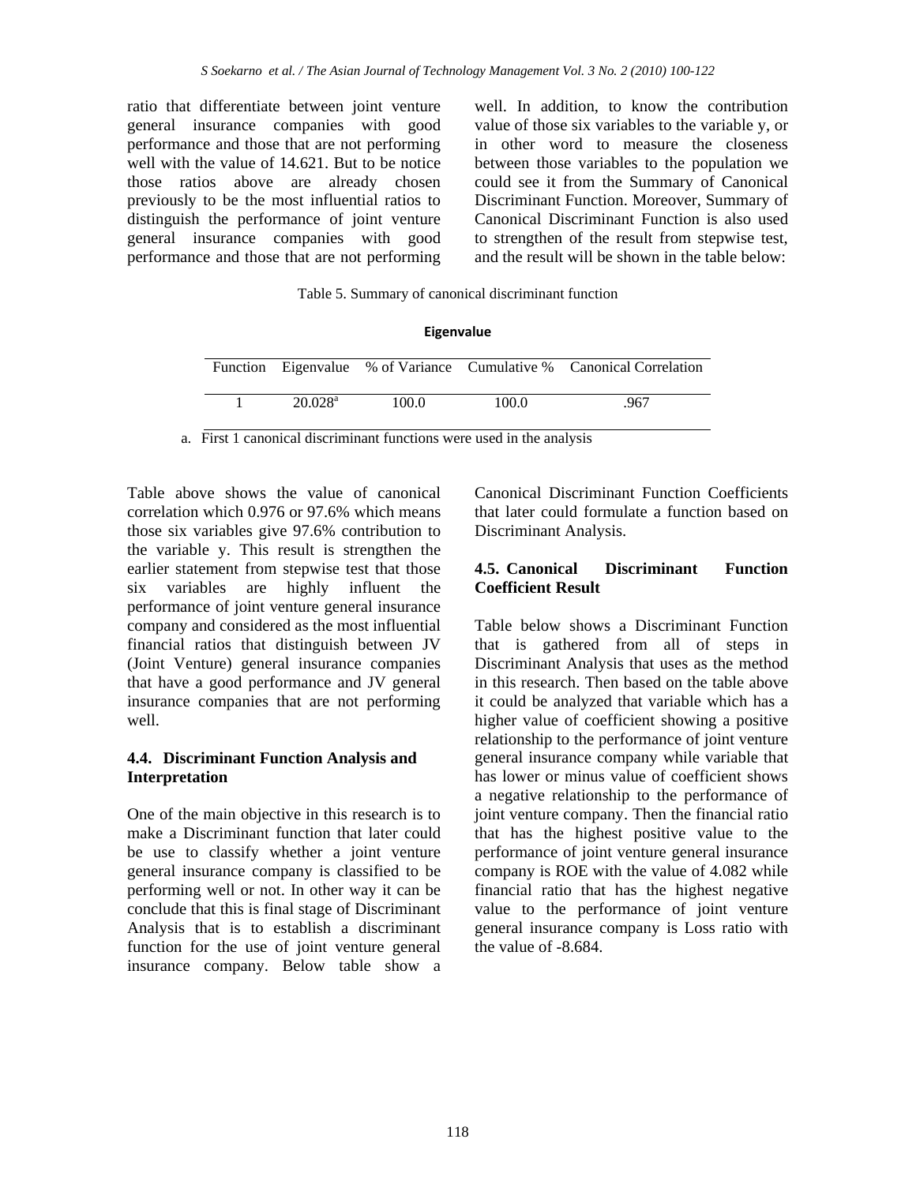ratio that differentiate between joint venture general insurance companies with good performance and those that are not performing well with the value of 14.621. But to be notice those ratios above are already chosen previously to be the most influential ratios to distinguish the performance of joint venture general insurance companies with good performance and those that are not performing well. In addition, to know the contribution value of those six variables to the variable y, or in other word to measure the closeness between those variables to the population we could see it from the Summary of Canonical Discriminant Function. Moreover, Summary of Canonical Discriminant Function is also used to strengthen of the result from stepwise test, and the result will be shown in the table below:

Table 5. Summary of canonical discriminant function

**Eigenvalue**

| Function | Eigenvalue | % of Variance | Cumulative % | Canonical Correlation |
|---|---|---|---|---|
| 1 | 20.028[a] | 100.0 | 100.0 | .967 |

a. First 1 canonical discriminant functions were used in the analysis

Table above shows the value of canonical correlation which 0.976 or 97.6% which means those six variables give 97.6% contribution to the variable y. This result is strengthen the earlier statement from stepwise test that those six variables are highly influent the performance of joint venture general insurance company and considered as the most influential financial ratios that distinguish between JV (Joint Venture) general insurance companies that have a good performance and JV general insurance companies that are not performing well.

### 4.4. Discriminant Function Analysis and Interpretation

One of the main objective in this research is to make a Discriminant function that later could be use to classify whether a joint venture general insurance company is classified to be performing well or not. In other way it can be conclude that this is final stage of Discriminant Analysis that is to establish a discriminant function for the use of joint venture general insurance company. Below table show a Canonical Discriminant Function Coefficients that later could formulate a function based on Discriminant Analysis.

### 4.5. Canonical Discriminant Function Coefficient Result

Table below shows a Discriminant Function that is gathered from all of steps in Discriminant Analysis that uses as the method in this research. Then based on the table above it could be analyzed that variable which has a higher value of coefficient showing a positive relationship to the performance of joint venture general insurance company while variable that has lower or minus value of coefficient shows a negative relationship to the performance of joint venture company. Then the financial ratio that has the highest positive value to the performance of joint venture general insurance company is ROE with the value of 4.082 while financial ratio that has the highest negative value to the performance of joint venture general insurance company is Loss ratio with the value of -8.684.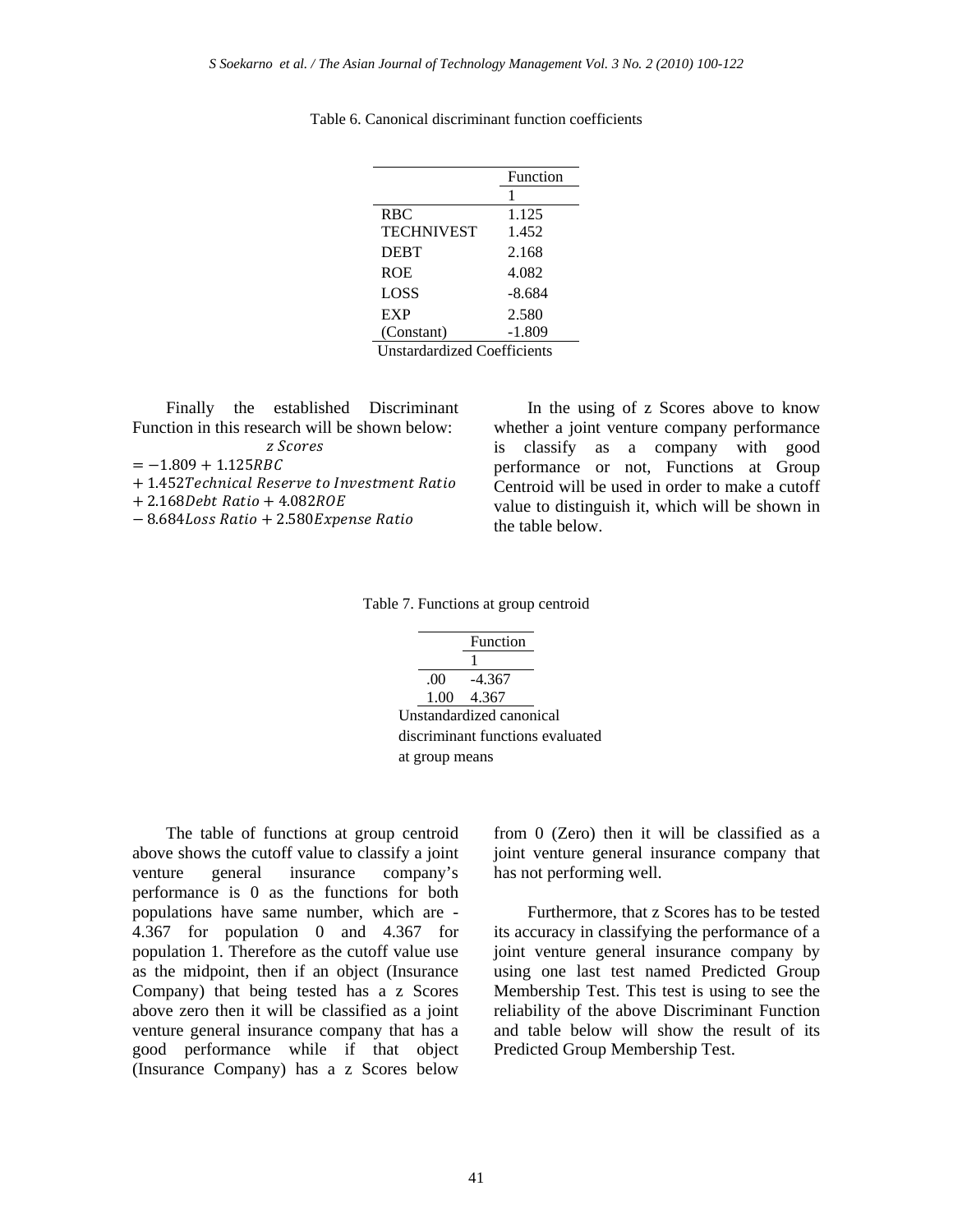Table 6. Canonical discriminant function coefficients

| | Function |
|---|---|
| | 1 |
| RBC | 1.125 |
| TECHNIVEST | 1.452 |
| DEBT | 2.168 |
| ROE | 4.082 |
| LOSS | -8.684 |
| EXP | 2.580 |
| (Constant) | -1.809 |

Unstardardized Coefficients

Finally the established Discriminant Function in this research will be shown below:

$$z\ Scores$$
$$= -1.809 + 1.125RBC$$
$$+ 1.452Technical\ Reserve\ to\ Investment\ Ratio$$
$$+ 2.168Debt\ Ratio + 4.082ROE$$
$$- 8.684Loss\ Ratio + 2.580Expense\ Ratio$$

In the using of z Scores above to know whether a joint venture company performance is classify as a company with good performance or not, Functions at Group Centroid will be used in order to make a cutoff value to distinguish it, which will be shown in the table below.

Table 7. Functions at group centroid

| | Function |
|---|---|
| | 1 |
| .00 | -4.367 |
| 1.00 | 4.367 |

Unstandardized canonical discriminant functions evaluated at group means

The table of functions at group centroid above shows the cutoff value to classify a joint venture general insurance company's performance is 0 as the functions for both populations have same number, which are -4.367 for population 0 and 4.367 for population 1. Therefore as the cutoff value use as the midpoint, then if an object (Insurance Company) that being tested has a z Scores above zero then it will be classified as a joint venture general insurance company that has a good performance while if that object (Insurance Company) has a z Scores below from 0 (Zero) then it will be classified as a joint venture general insurance company that has not performing well.

Furthermore, that z Scores has to be tested its accuracy in classifying the performance of a joint venture general insurance company by using one last test named Predicted Group Membership Test. This test is using to see the reliability of the above Discriminant Function and table below will show the result of its Predicted Group Membership Test.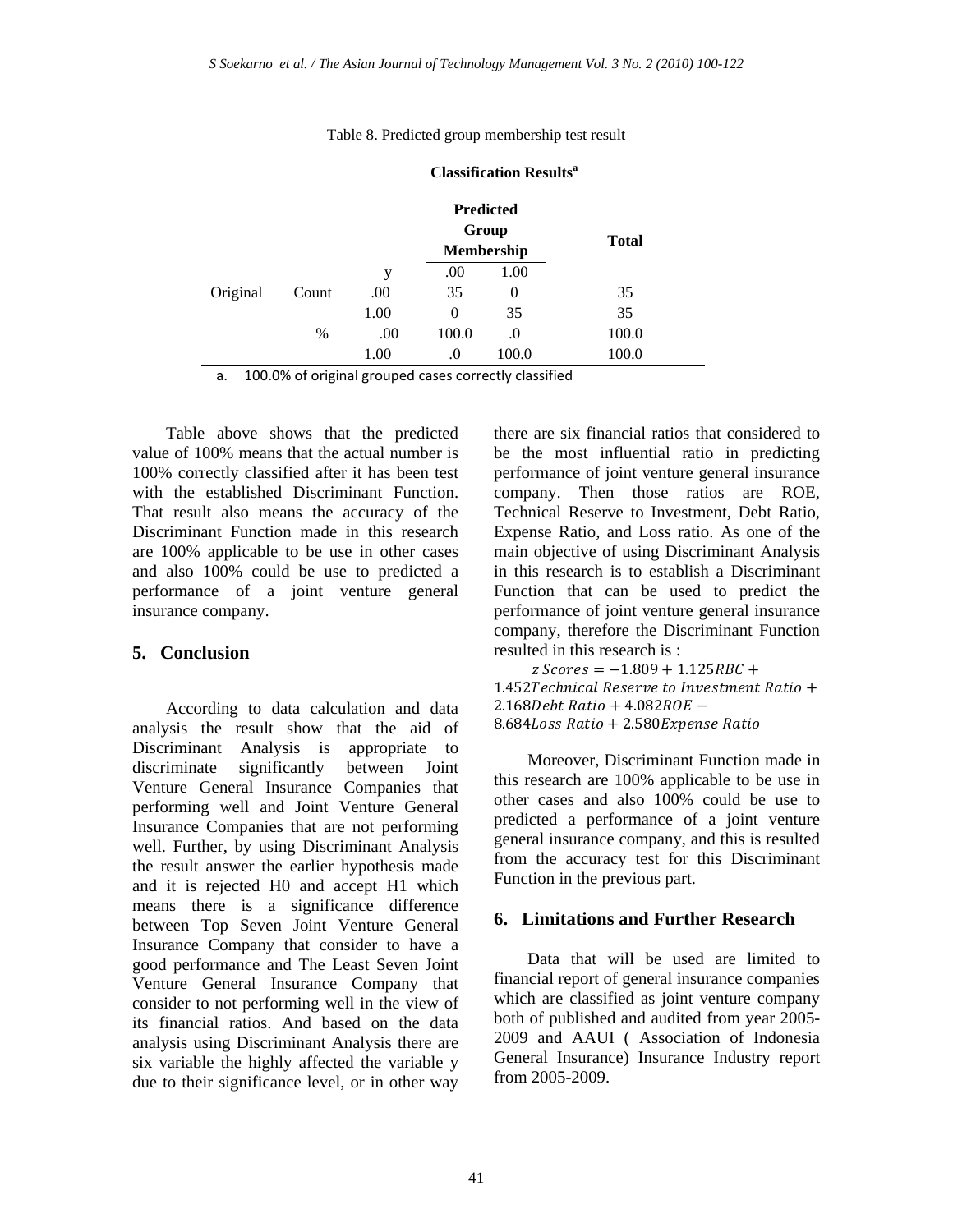Table 8. Predicted group membership test result

**Classification Results[a]**

| | | | Predicted Group Membership | | Total |
|---|---|---|---|---|---|
| | | y | .00 | 1.00 | |
| Original | Count | .00 | 35 | 0 | 35 |
| | | 1.00 | 0 | 35 | 35 |
| | % | .00 | 100.0 | .0 | 100.0 |
| | | 1.00 | .0 | 100.0 | 100.0 |

a. 100.0% of original grouped cases correctly classified

Table above shows that the predicted value of 100% means that the actual number is 100% correctly classified after it has been test with the established Discriminant Function. That result also means the accuracy of the Discriminant Function made in this research are 100% applicable to be use in other cases and also 100% could be use to predicted a performance of a joint venture general insurance company.

## 5. Conclusion

According to data calculation and data analysis the result show that the aid of Discriminant Analysis is appropriate to discriminate significantly between Joint Venture General Insurance Companies that performing well and Joint Venture General Insurance Companies that are not performing well. Further, by using Discriminant Analysis the result answer the earlier hypothesis made and it is rejected H0 and accept H1 which means there is a significance difference between Top Seven Joint Venture General Insurance Company that consider to have a good performance and The Least Seven Joint Venture General Insurance Company that consider to not performing well in the view of its financial ratios. And based on the data analysis using Discriminant Analysis there are six variable the highly affected the variable y due to their significance level, or in other way there are six financial ratios that considered to be the most influential ratio in predicting performance of joint venture general insurance company. Then those ratios are ROE, Technical Reserve to Investment, Debt Ratio, Expense Ratio, and Loss ratio. As one of the main objective of using Discriminant Analysis in this research is to establish a Discriminant Function that can be used to predict the performance of joint venture general insurance company, therefore the Discriminant Function resulted in this research is :

$$z\ Scores = -1.809 + 1.125RBC + 1.452Technical\ Reserve\ to\ Investment\ Ratio + 2.168Debt\ Ratio + 4.082ROE - 8.684Loss\ Ratio + 2.580Expense\ Ratio$$

Moreover, Discriminant Function made in this research are 100% applicable to be use in other cases and also 100% could be use to predicted a performance of a joint venture general insurance company, and this is resulted from the accuracy test for this Discriminant Function in the previous part.

## 6. Limitations and Further Research

Data that will be used are limited to financial report of general insurance companies which are classified as joint venture company both of published and audited from year 2005-2009 and AAUI ( Association of Indonesia General Insurance) Insurance Industry report from 2005-2009.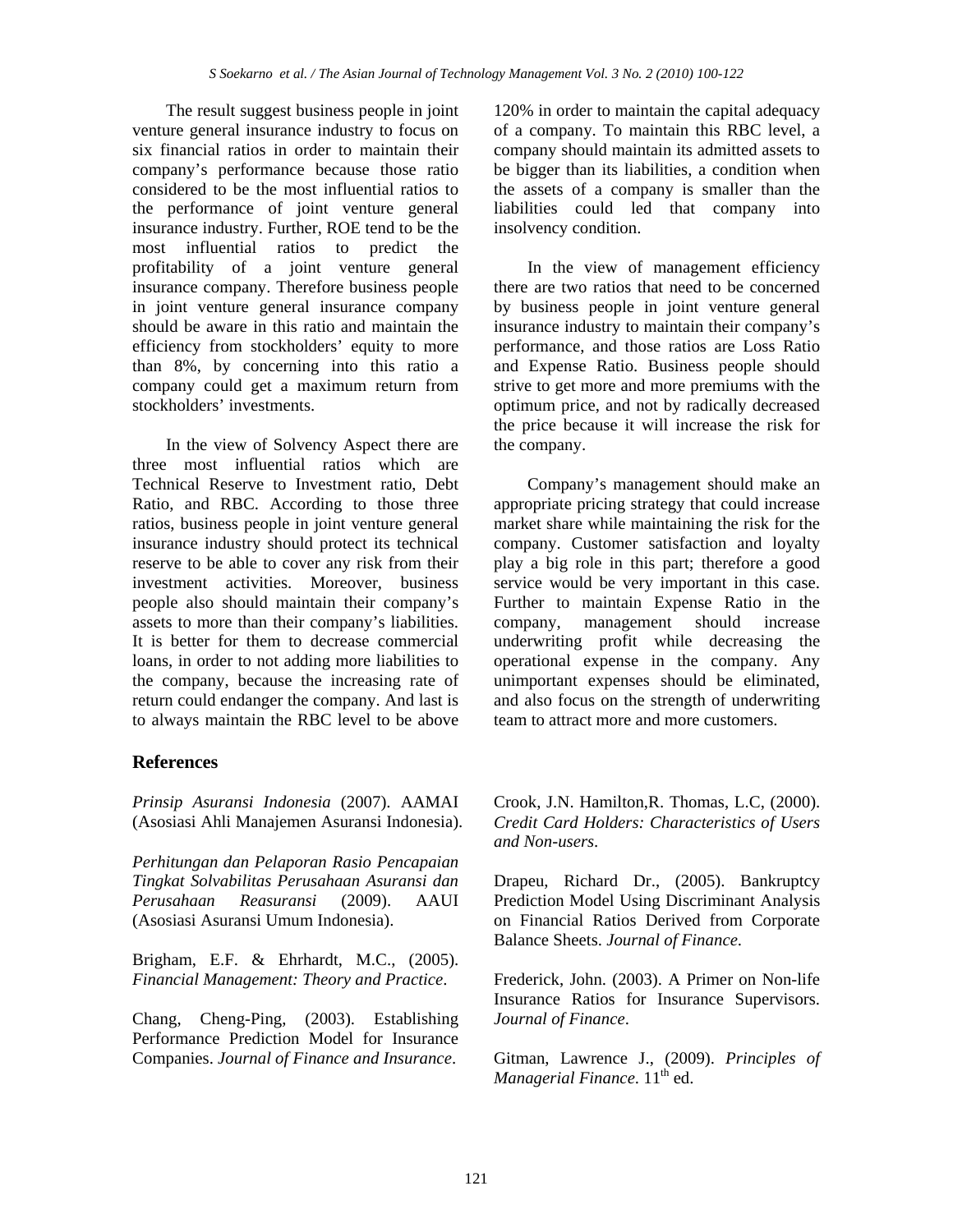The result suggest business people in joint venture general insurance industry to focus on six financial ratios in order to maintain their company's performance because those ratio considered to be the most influential ratios to the performance of joint venture general insurance industry. Further, ROE tend to be the most influential ratios to predict the profitability of a joint venture general insurance company. Therefore business people in joint venture general insurance company should be aware in this ratio and maintain the efficiency from stockholders' equity to more than 8%, by concerning into this ratio a company could get a maximum return from stockholders' investments.

In the view of Solvency Aspect there are three most influential ratios which are Technical Reserve to Investment ratio, Debt Ratio, and RBC. According to those three ratios, business people in joint venture general insurance industry should protect its technical reserve to be able to cover any risk from their investment activities. Moreover, business people also should maintain their company's assets to more than their company's liabilities. It is better for them to decrease commercial loans, in order to not adding more liabilities to the company, because the increasing rate of return could endanger the company. And last is to always maintain the RBC level to be above 120% in order to maintain the capital adequacy of a company. To maintain this RBC level, a company should maintain its admitted assets to be bigger than its liabilities, a condition when the assets of a company is smaller than the liabilities could led that company into insolvency condition.

In the view of management efficiency there are two ratios that need to be concerned by business people in joint venture general insurance industry to maintain their company's performance, and those ratios are Loss Ratio and Expense Ratio. Business people should strive to get more and more premiums with the optimum price, and not by radically decreased the price because it will increase the risk for the company.

Company's management should make an appropriate pricing strategy that could increase market share while maintaining the risk for the company. Customer satisfaction and loyalty play a big role in this part; therefore a good service would be very important in this case. Further to maintain Expense Ratio in the company, management should increase underwriting profit while decreasing the operational expense in the company. Any unimportant expenses should be eliminated, and also focus on the strength of underwriting team to attract more and more customers.

## References

*Prinsip Asuransi Indonesia* (2007). AAMAI (Asosiasi Ahli Manajemen Asuransi Indonesia).

*Perhitungan dan Pelaporan Rasio Pencapaian Tingkat Solvabilitas Perusahaan Asuransi dan Perusahaan Reasuransi* (2009). AAUI (Asosiasi Asuransi Umum Indonesia).

Brigham, E.F. & Ehrhardt, M.C., (2005). *Financial Management: Theory and Practice*.

Chang, Cheng-Ping, (2003). Establishing Performance Prediction Model for Insurance Companies. *Journal of Finance and Insurance*.

Crook, J.N. Hamilton,R. Thomas, L.C, (2000). *Credit Card Holders: Characteristics of Users and Non-users*.

Drapeu, Richard Dr., (2005). Bankruptcy Prediction Model Using Discriminant Analysis on Financial Ratios Derived from Corporate Balance Sheets. *Journal of Finance*.

Frederick, John. (2003). A Primer on Non-life Insurance Ratios for Insurance Supervisors. *Journal of Finance*.

Gitman, Lawrence J., (2009). *Principles of Managerial Finance*. 11th ed.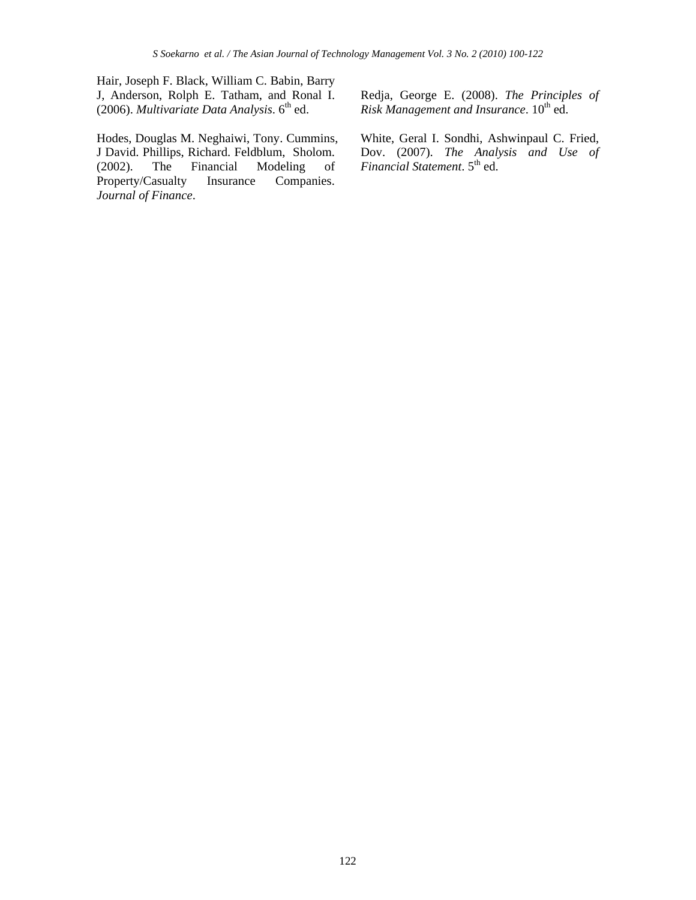Hair, Joseph F. Black, William C. Babin, Barry J, Anderson, Rolph E. Tatham, and Ronal I. (2006). *Multivariate Data Analysis*. 6th ed.

Hodes, Douglas M. Neghaiwi, Tony. Cummins, J David. Phillips, Richard. Feldblum, Sholom. (2002). The Financial Modeling of Property/Casualty Insurance Companies. *Journal of Finance*.

Redja, George E. (2008). *The Principles of Risk Management and Insurance*. 10th ed.

White, Geral I. Sondhi, Ashwinpaul C. Fried, Dov. (2007). *The Analysis and Use of Financial Statement*. 5th ed.